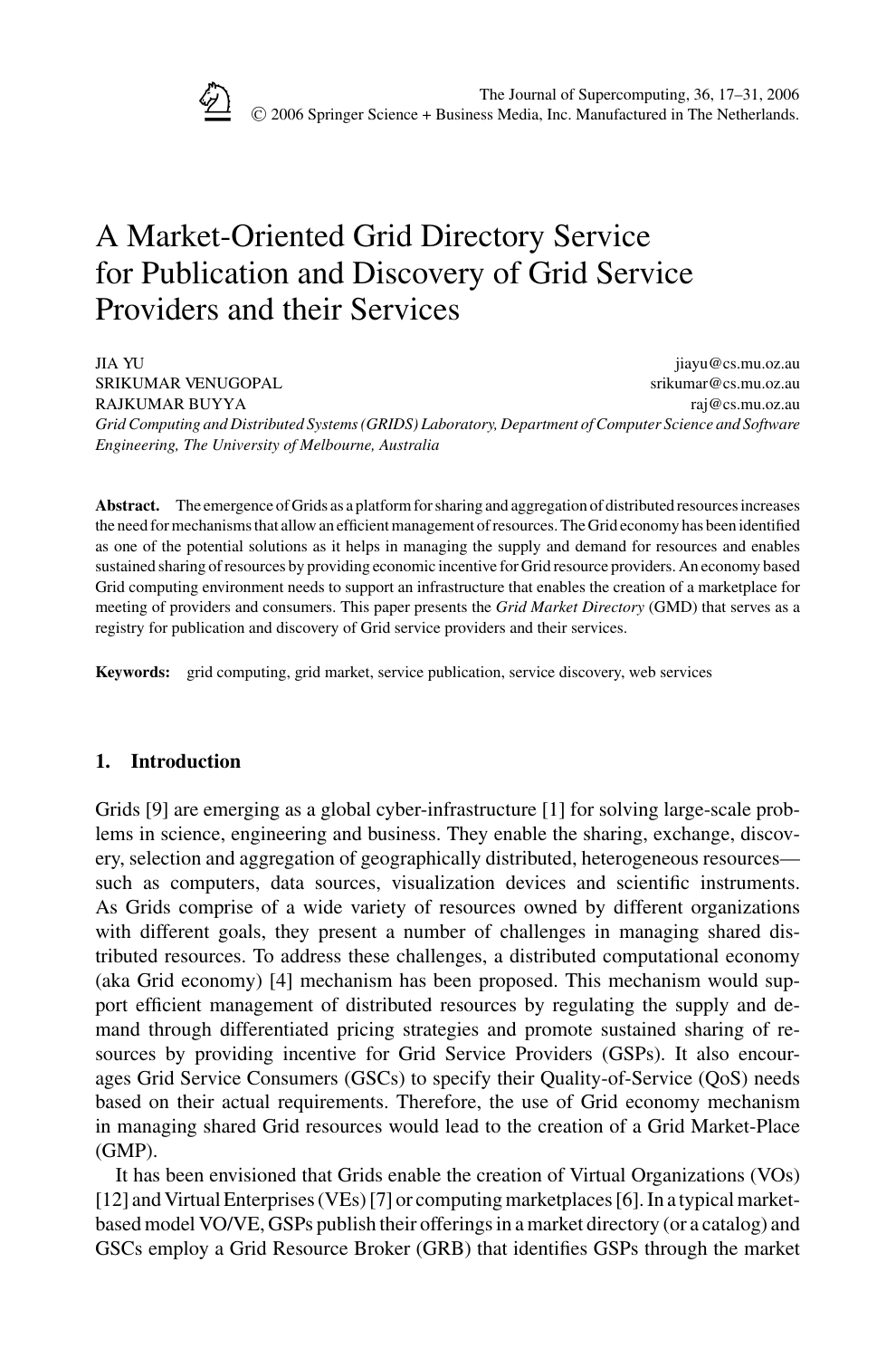# A Market-Oriented Grid Directory Service for Publication and Discovery of Grid Service Providers and their Services

JIA YU jiayu@cs.mu.oz.au
SRIKUMAR VENUGOPAL srikumar@cs.mu.oz.au
RAJKUMAR BUYYA raj@cs.mu.oz.au

*Grid Computing and Distributed Systems (GRIDS) Laboratory, Department of Computer Science and Software Engineering, The University of Melbourne, Australia*

**Abstract.** The emergence of Grids as a platform for sharing and aggregation of distributed resources increases the need for mechanisms that allow an efficient management of resources. The Grid economy has been identified as one of the potential solutions as it helps in managing the supply and demand for resources and enables sustained sharing of resources by providing economic incentive for Grid resource providers. An economy based Grid computing environment needs to support an infrastructure that enables the creation of a marketplace for meeting of providers and consumers. This paper presents the *Grid Market Directory* (GMD) that serves as a registry for publication and discovery of Grid service providers and their services.

**Keywords:** grid computing, grid market, service publication, service discovery, web services

## 1. Introduction

Grids [9] are emerging as a global cyber-infrastructure [1] for solving large-scale problems in science, engineering and business. They enable the sharing, exchange, discovery, selection and aggregation of geographically distributed, heterogeneous resources—such as computers, data sources, visualization devices and scientific instruments. As Grids comprise of a wide variety of resources owned by different organizations with different goals, they present a number of challenges in managing shared distributed resources. To address these challenges, a distributed computational economy (aka Grid economy) [4] mechanism has been proposed. This mechanism would support efficient management of distributed resources by regulating the supply and demand through differentiated pricing strategies and promote sustained sharing of resources by providing incentive for Grid Service Providers (GSPs). It also encourages Grid Service Consumers (GSCs) to specify their Quality-of-Service (QoS) needs based on their actual requirements. Therefore, the use of Grid economy mechanism in managing shared Grid resources would lead to the creation of a Grid Market-Place (GMP).

It has been envisioned that Grids enable the creation of Virtual Organizations (VOs) [12] and Virtual Enterprises (VEs) [7] or computing marketplaces [6]. In a typical market-based model VO/VE, GSPs publish their offerings in a market directory (or a catalog) and GSCs employ a Grid Resource Broker (GRB) that identifies GSPs through the market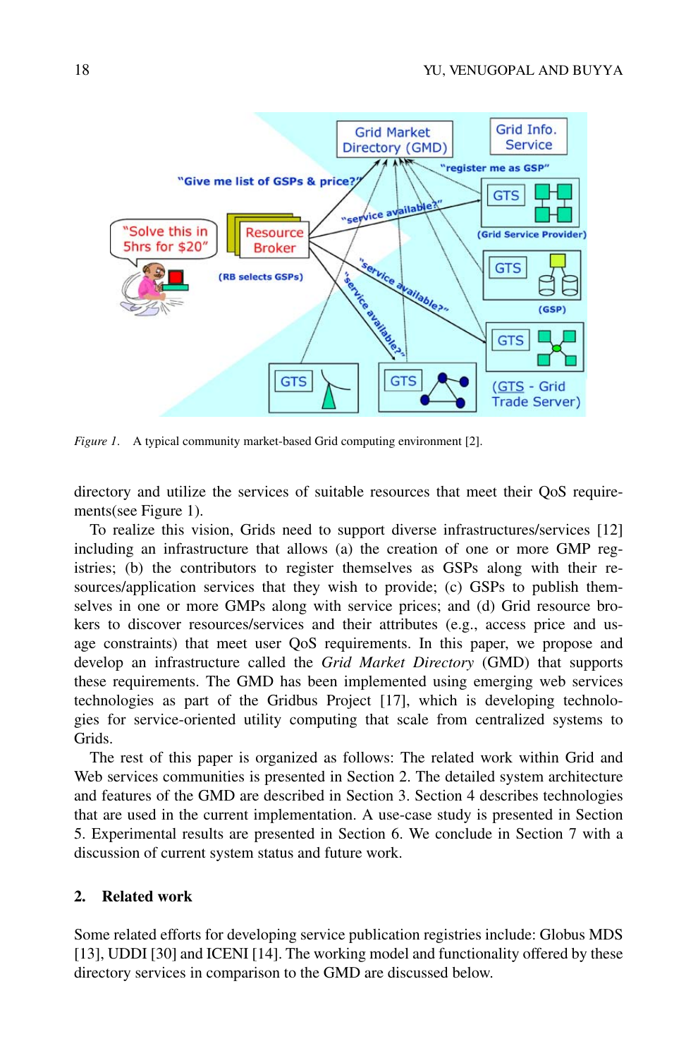*Figure 1.* A typical community market-based Grid computing environment [2].

directory and utilize the services of suitable resources that meet their QoS requirements(see Figure 1).

To realize this vision, Grids need to support diverse infrastructures/services [12] including an infrastructure that allows (a) the creation of one or more GMP registries; (b) the contributors to register themselves as GSPs along with their resources/application services that they wish to provide; (c) GSPs to publish themselves in one or more GMPs along with service prices; and (d) Grid resource brokers to discover resources/services and their attributes (e.g., access price and usage constraints) that meet user QoS requirements. In this paper, we propose and develop an infrastructure called the *Grid Market Directory* (GMD) that supports these requirements. The GMD has been implemented using emerging web services technologies as part of the Gridbus Project [17], which is developing technologies for service-oriented utility computing that scale from centralized systems to Grids.

The rest of this paper is organized as follows: The related work within Grid and Web services communities is presented in Section 2. The detailed system architecture and features of the GMD are described in Section 3. Section 4 describes technologies that are used in the current implementation. A use-case study is presented in Section 5. Experimental results are presented in Section 6. We conclude in Section 7 with a discussion of current system status and future work.

## 2. Related work

Some related efforts for developing service publication registries include: Globus MDS [13], UDDI [30] and ICENI [14]. The working model and functionality offered by these directory services in comparison to the GMD are discussed below.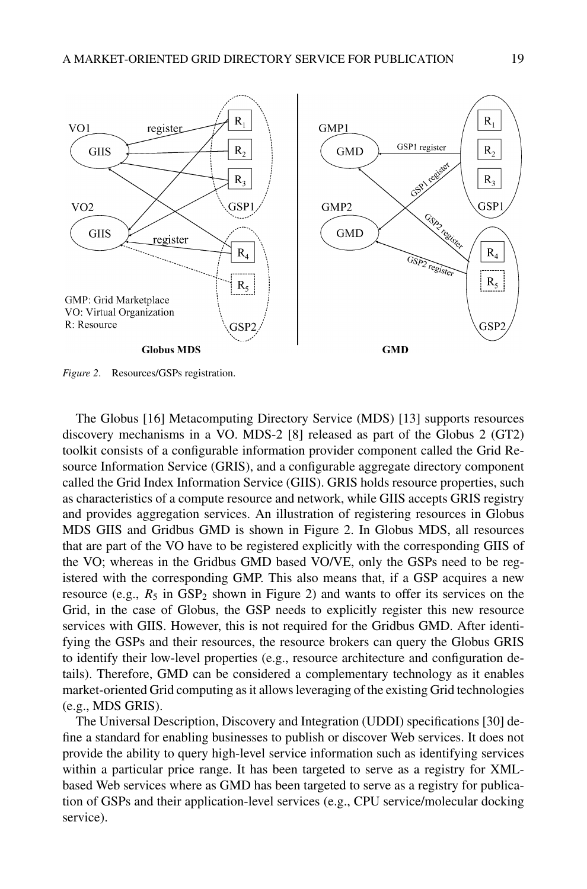*Figure 2*. Resources/GSPs registration.

The Globus [16] Metacomputing Directory Service (MDS) [13] supports resources discovery mechanisms in a VO. MDS-2 [8] released as part of the Globus 2 (GT2) toolkit consists of a configurable information provider component called the Grid Resource Information Service (GRIS), and a configurable aggregate directory component called the Grid Index Information Service (GIIS). GRIS holds resource properties, such as characteristics of a compute resource and network, while GIIS accepts GRIS registry and provides aggregation services. An illustration of registering resources in Globus MDS GIIS and Gridbus GMD is shown in Figure 2. In Globus MDS, all resources that are part of the VO have to be registered explicitly with the corresponding GIIS of the VO; whereas in the Gridbus GMD based VO/VE, only the GSPs need to be registered with the corresponding GMP. This also means that, if a GSP acquires a new resource (e.g., $R_5$ in $GSP_2$ shown in Figure 2) and wants to offer its services on the Grid, in the case of Globus, the GSP needs to explicitly register this new resource services with GIIS. However, this is not required for the Gridbus GMD. After identifying the GSPs and their resources, the resource brokers can query the Globus GRIS to identify their low-level properties (e.g., resource architecture and configuration details). Therefore, GMD can be considered a complementary technology as it enables market-oriented Grid computing as it allows leveraging of the existing Grid technologies (e.g., MDS GRIS).

The Universal Description, Discovery and Integration (UDDI) specifications [30] define a standard for enabling businesses to publish or discover Web services. It does not provide the ability to query high-level service information such as identifying services within a particular price range. It has been targeted to serve as a registry for XML-based Web services where as GMD has been targeted to serve as a registry for publication of GSPs and their application-level services (e.g., CPU service/molecular docking service).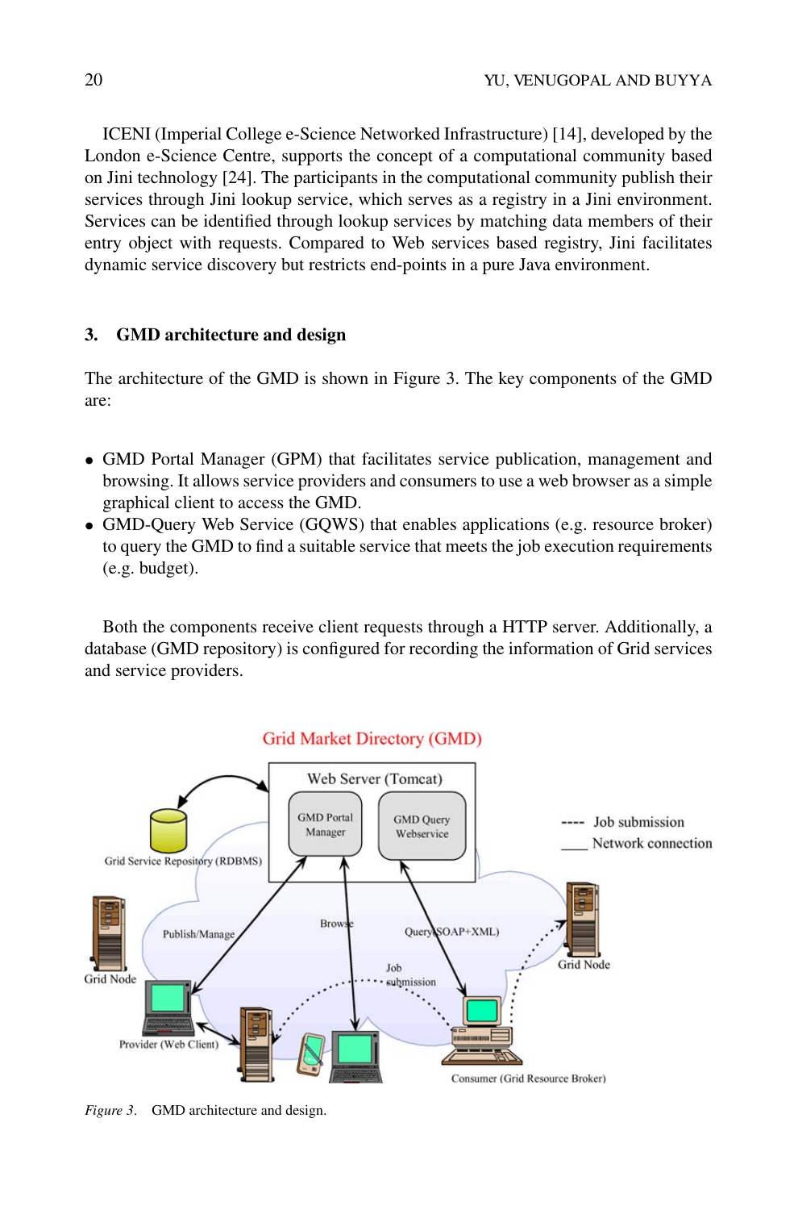ICENI (Imperial College e-Science Networked Infrastructure) [14], developed by the London e-Science Centre, supports the concept of a computational community based on Jini technology [24]. The participants in the computational community publish their services through Jini lookup service, which serves as a registry in a Jini environment. Services can be identified through lookup services by matching data members of their entry object with requests. Compared to Web services based registry, Jini facilitates dynamic service discovery but restricts end-points in a pure Java environment.

## 3. GMD architecture and design

The architecture of the GMD is shown in Figure 3. The key components of the GMD are:

- GMD Portal Manager (GPM) that facilitates service publication, management and browsing. It allows service providers and consumers to use a web browser as a simple graphical client to access the GMD.
- GMD-Query Web Service (GQWS) that enables applications (e.g. resource broker) to query the GMD to find a suitable service that meets the job execution requirements (e.g. budget).

Both the components receive client requests through a HTTP server. Additionally, a database (GMD repository) is configured for recording the information of Grid services and service providers.

*Figure 3.* GMD architecture and design.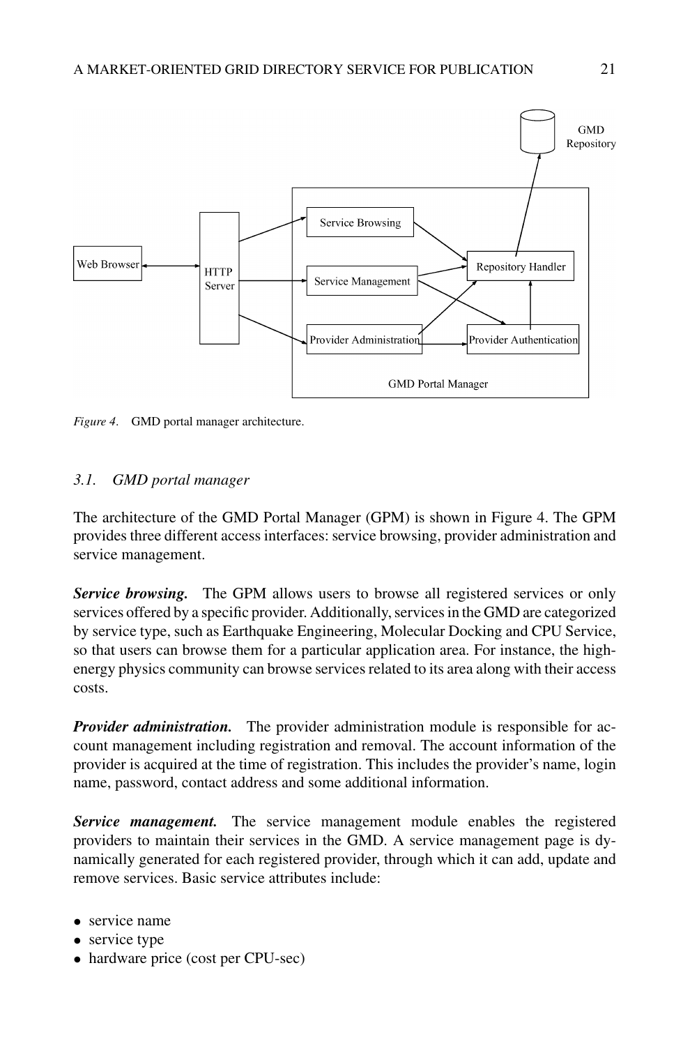Figure 4. GMD portal manager architecture.

### 3.1. GMD portal manager

The architecture of the GMD Portal Manager (GPM) is shown in Figure 4. The GPM provides three different access interfaces: service browsing, provider administration and service management.

***Service browsing.*** The GPM allows users to browse all registered services or only services offered by a specific provider. Additionally, services in the GMD are categorized by service type, such as Earthquake Engineering, Molecular Docking and CPU Service, so that users can browse them for a particular application area. For instance, the high-energy physics community can browse services related to its area along with their access costs.

***Provider administration.*** The provider administration module is responsible for account management including registration and removal. The account information of the provider is acquired at the time of registration. This includes the provider's name, login name, password, contact address and some additional information.

***Service management.*** The service management module enables the registered providers to maintain their services in the GMD. A service management page is dynamically generated for each registered provider, through which it can add, update and remove services. Basic service attributes include:

- service name
- service type
- hardware price (cost per CPU-sec)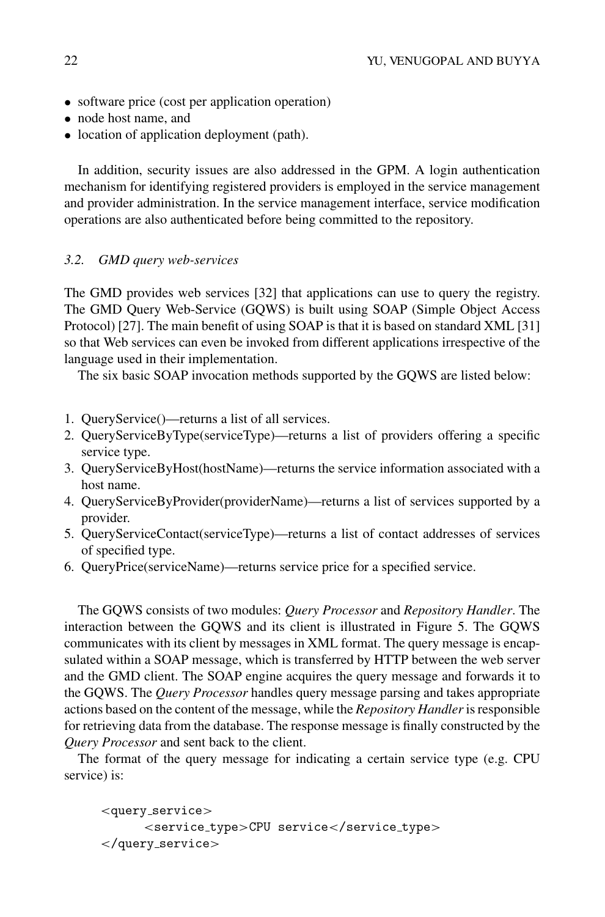- software price (cost per application operation)
- node host name, and
- location of application deployment (path).

In addition, security issues are also addressed in the GPM. A login authentication mechanism for identifying registered providers is employed in the service management and provider administration. In the service management interface, service modification operations are also authenticated before being committed to the repository.

### *3.2. GMD query web-services*

The GMD provides web services [32] that applications can use to query the registry. The GMD Query Web-Service (GQWS) is built using SOAP (Simple Object Access Protocol) [27]. The main benefit of using SOAP is that it is based on standard XML [31] so that Web services can even be invoked from different applications irrespective of the language used in their implementation.

The six basic SOAP invocation methods supported by the GQWS are listed below:

1. QueryService()—returns a list of all services.
2. QueryServiceByType(serviceType)—returns a list of providers offering a specific service type.
3. QueryServiceByHost(hostName)—returns the service information associated with a host name.
4. QueryServiceByProvider(providerName)—returns a list of services supported by a provider.
5. QueryServiceContact(serviceType)—returns a list of contact addresses of services of specified type.
6. QueryPrice(serviceName)—returns service price for a specified service.

The GQWS consists of two modules: *Query Processor* and *Repository Handler*. The interaction between the GQWS and its client is illustrated in Figure 5. The GQWS communicates with its client by messages in XML format. The query message is encapsulated within a SOAP message, which is transferred by HTTP between the web server and the GMD client. The SOAP engine acquires the query message and forwards it to the GQWS. The *Query Processor* handles query message parsing and takes appropriate actions based on the content of the message, while the *Repository Handler* is responsible for retrieving data from the database. The response message is finally constructed by the *Query Processor* and sent back to the client.

The format of the query message for indicating a certain service type (e.g. CPU service) is:

```
<query_service>
      <service_type>CPU service</service_type>
</query_service>
```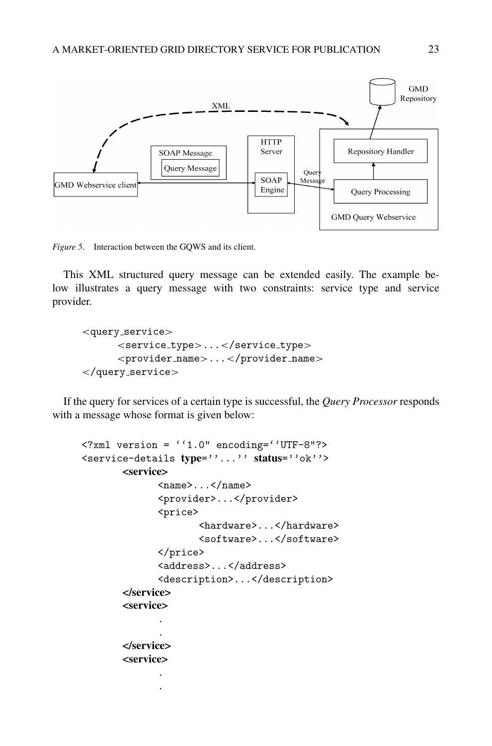*Figure 5*. Interaction between the GQWS and its client.

This XML structured query message can be extended easily. The example below illustrates a query message with two constraints: service type and service provider.

```
<query_service>
      <service_type>...</service_type>
      <provider_name>...</provider_name>
</query_service>
```

If the query for services of a certain type is successful, the *Query Processor* responds with a message whose format is given below:

```
<?xml version = ''1.0" encoding=''UTF-8"?>
<service-details type=''...'' status=''ok''>
       <service>
              <name>...</name>
              <provider>...</provider>
              <price>
                     <hardware>...</hardware>
                     <software>...</software>
              </price>
              <address>...</address>
              <description>...</description>
       </service>
       <service>
              .
              .
       </service>
       <service>
              .
              .
```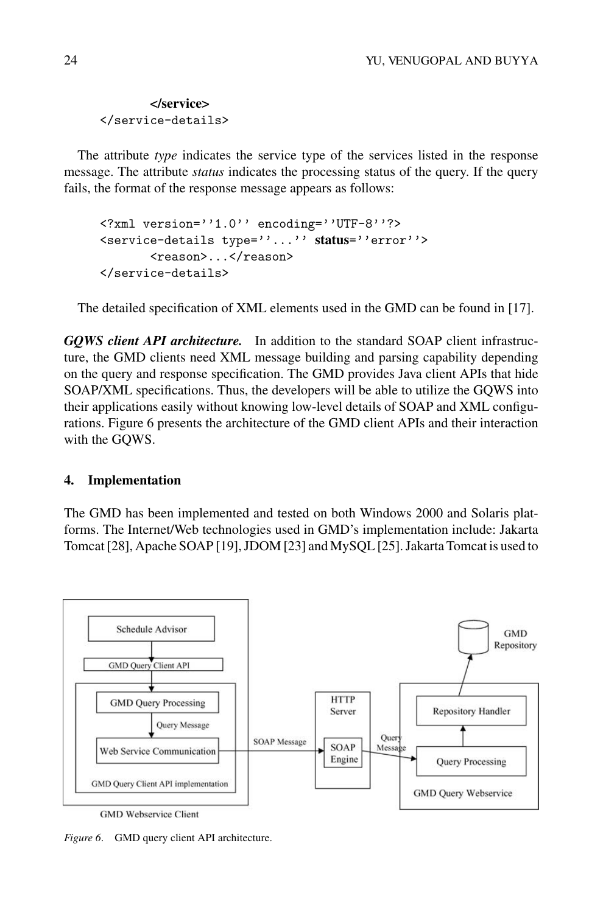```
        </service>
</service-details>
```

The attribute *type* indicates the service type of the services listed in the response message. The attribute *status* indicates the processing status of the query. If the query fails, the format of the response message appears as follows:

```
<?xml version=''1.0'' encoding=''UTF-8''?>
<service-details type=''...'' status=''error''>
      <reason>...</reason>
</service-details>
```

The detailed specification of XML elements used in the GMD can be found in [17].

***GQWS client API architecture.*** In addition to the standard SOAP client infrastructure, the GMD clients need XML message building and parsing capability depending on the query and response specification. The GMD provides Java client APIs that hide SOAP/XML specifications. Thus, the developers will be able to utilize the GQWS into their applications easily without knowing low-level details of SOAP and XML configurations. Figure 6 presents the architecture of the GMD client APIs and their interaction with the GQWS.

## 4. Implementation

The GMD has been implemented and tested on both Windows 2000 and Solaris platforms. The Internet/Web technologies used in GMD's implementation include: Jakarta Tomcat [28], Apache SOAP [19], JDOM [23] and MySQL [25]. Jakarta Tomcat is used to

*Figure 6.* GMD query client API architecture.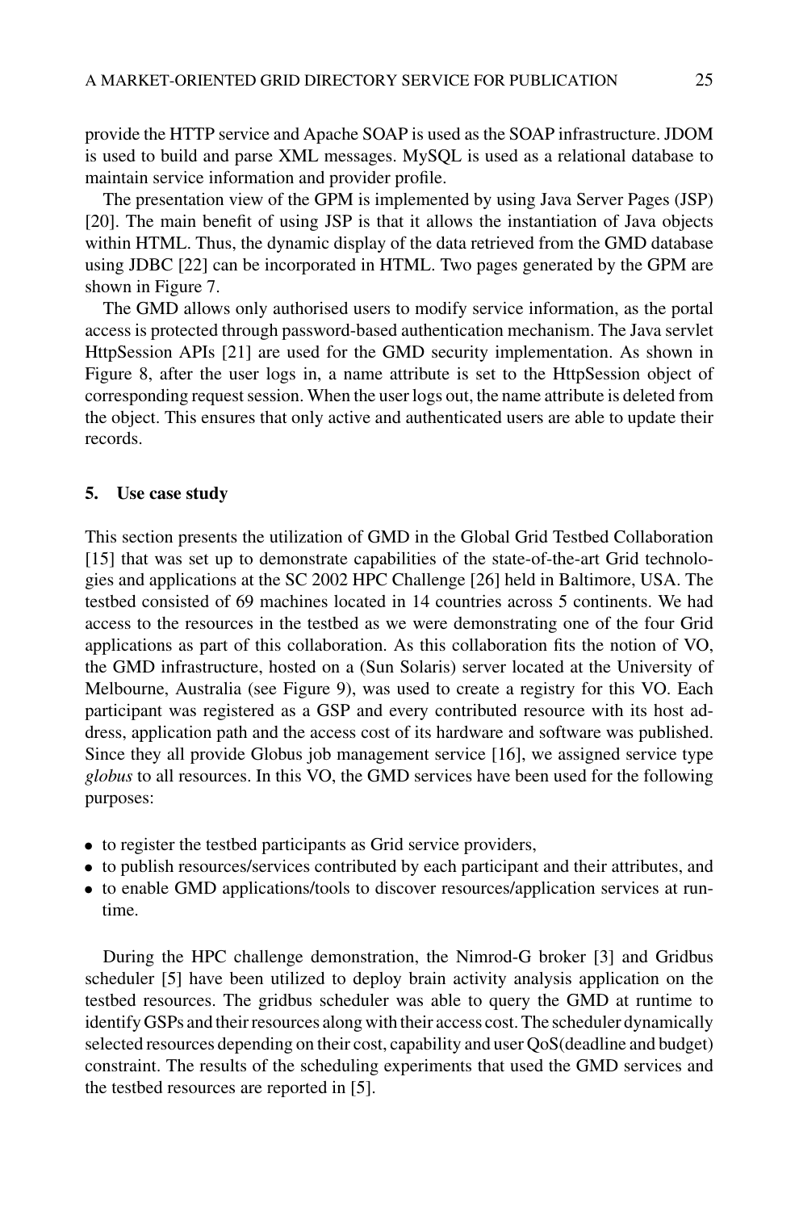provide the HTTP service and Apache SOAP is used as the SOAP infrastructure. JDOM is used to build and parse XML messages. MySQL is used as a relational database to maintain service information and provider profile.

The presentation view of the GPM is implemented by using Java Server Pages (JSP) [20]. The main benefit of using JSP is that it allows the instantiation of Java objects within HTML. Thus, the dynamic display of the data retrieved from the GMD database using JDBC [22] can be incorporated in HTML. Two pages generated by the GPM are shown in Figure 7.

The GMD allows only authorised users to modify service information, as the portal access is protected through password-based authentication mechanism. The Java servlet HttpSession APIs [21] are used for the GMD security implementation. As shown in Figure 8, after the user logs in, a name attribute is set to the HttpSession object of corresponding request session. When the user logs out, the name attribute is deleted from the object. This ensures that only active and authenticated users are able to update their records.

## 5. Use case study

This section presents the utilization of GMD in the Global Grid Testbed Collaboration [15] that was set up to demonstrate capabilities of the state-of-the-art Grid technologies and applications at the SC 2002 HPC Challenge [26] held in Baltimore, USA. The testbed consisted of 69 machines located in 14 countries across 5 continents. We had access to the resources in the testbed as we were demonstrating one of the four Grid applications as part of this collaboration. As this collaboration fits the notion of VO, the GMD infrastructure, hosted on a (Sun Solaris) server located at the University of Melbourne, Australia (see Figure 9), was used to create a registry for this VO. Each participant was registered as a GSP and every contributed resource with its host address, application path and the access cost of its hardware and software was published. Since they all provide Globus job management service [16], we assigned service type *globus* to all resources. In this VO, the GMD services have been used for the following purposes:

- to register the testbed participants as Grid service providers,
- to publish resources/services contributed by each participant and their attributes, and
- to enable GMD applications/tools to discover resources/application services at runtime.

During the HPC challenge demonstration, the Nimrod-G broker [3] and Gridbus scheduler [5] have been utilized to deploy brain activity analysis application on the testbed resources. The gridbus scheduler was able to query the GMD at runtime to identify GSPs and their resources along with their access cost. The scheduler dynamically selected resources depending on their cost, capability and user QoS(deadline and budget) constraint. The results of the scheduling experiments that used the GMD services and the testbed resources are reported in [5].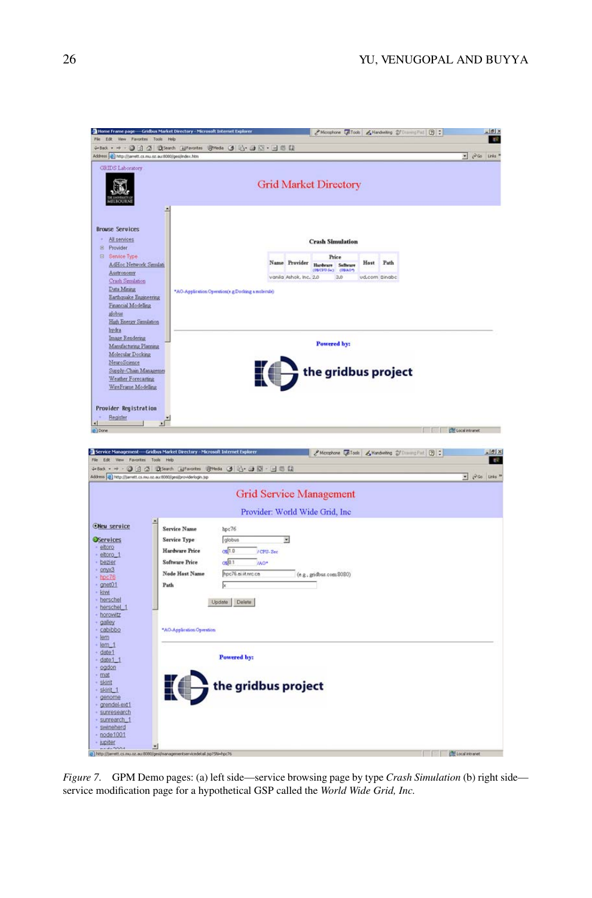*Figure 7.* GPM Demo pages: (a) left side—service browsing page by type *Crash Simulation* (b) right side—service modification page for a hypothetical GSP called the *World Wide Grid, Inc.*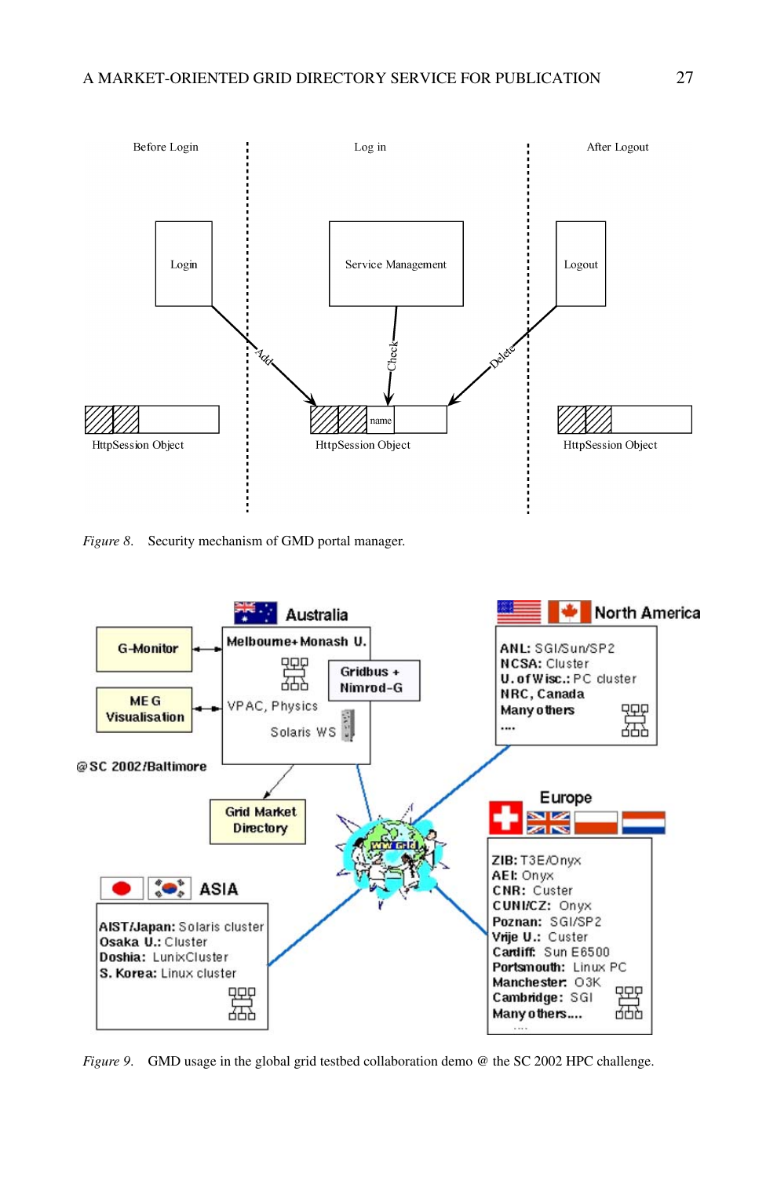*Figure 8.* Security mechanism of GMD portal manager.

*Figure 9.* GMD usage in the global grid testbed collaboration demo @ the SC 2002 HPC challenge.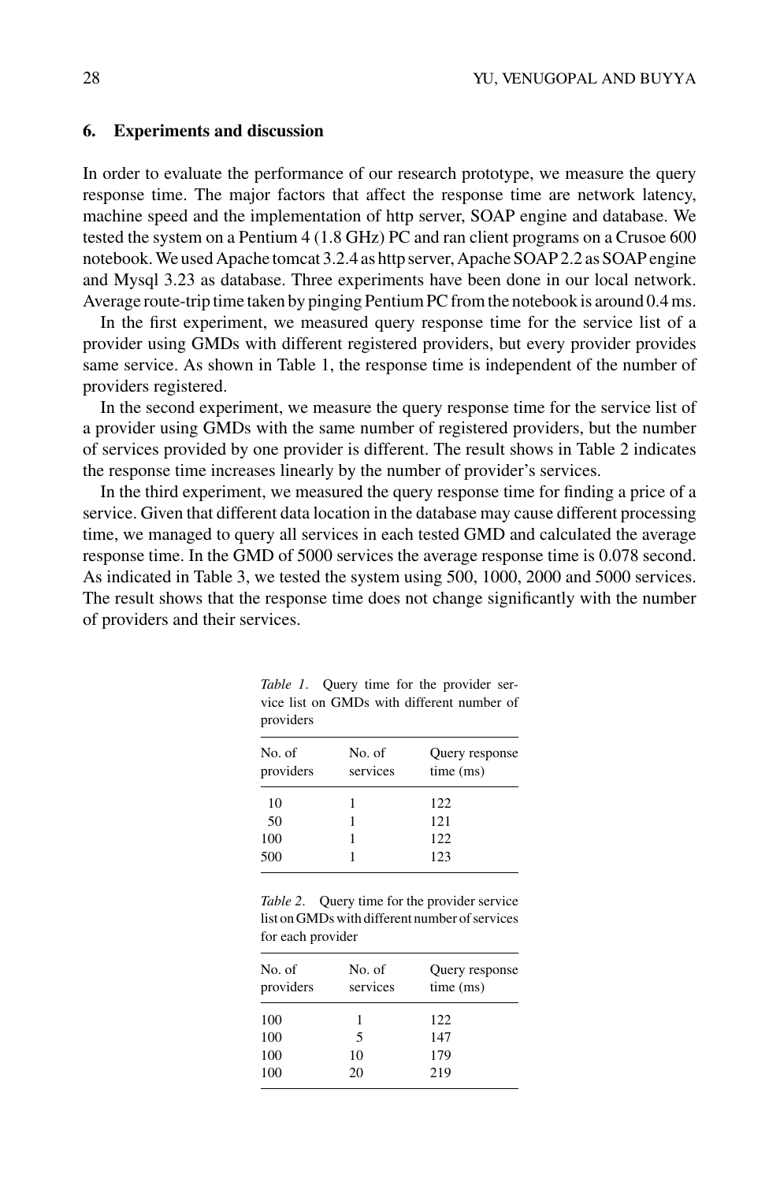## 6. Experiments and discussion

In order to evaluate the performance of our research prototype, we measure the query response time. The major factors that affect the response time are network latency, machine speed and the implementation of http server, SOAP engine and database. We tested the system on a Pentium 4 (1.8 GHz) PC and ran client programs on a Crusoe 600 notebook. We used Apache tomcat 3.2.4 as http server, Apache SOAP 2.2 as SOAP engine and Mysql 3.23 as database. Three experiments have been done in our local network. Average route-trip time taken by pinging Pentium PC from the notebook is around 0.4 ms.

In the first experiment, we measured query response time for the service list of a provider using GMDs with different registered providers, but every provider provides same service. As shown in Table 1, the response time is independent of the number of providers registered.

In the second experiment, we measure the query response time for the service list of a provider using GMDs with the same number of registered providers, but the number of services provided by one provider is different. The result shows in Table 2 indicates the response time increases linearly by the number of provider's services.

In the third experiment, we measured the query response time for finding a price of a service. Given that different data location in the database may cause different processing time, we managed to query all services in each tested GMD and calculated the average response time. In the GMD of 5000 services the average response time is 0.078 second. As indicated in Table 3, we tested the system using 500, 1000, 2000 and 5000 services. The result shows that the response time does not change significantly with the number of providers and their services.

*Table 1*. Query time for the provider service list on GMDs with different number of providers

| No. of providers | No. of services | Query response time (ms) |
|---|---|---|
| 10 | 1 | 122 |
| 50 | 1 | 121 |
| 100 | 1 | 122 |
| 500 | 1 | 123 |

*Table 2*. Query time for the provider service list on GMDs with different number of services for each provider

| No. of providers | No. of services | Query response time (ms) |
|---|---|---|
| 100 | 1 | 122 |
| 100 | 5 | 147 |
| 100 | 10 | 179 |
| 100 | 20 | 219 |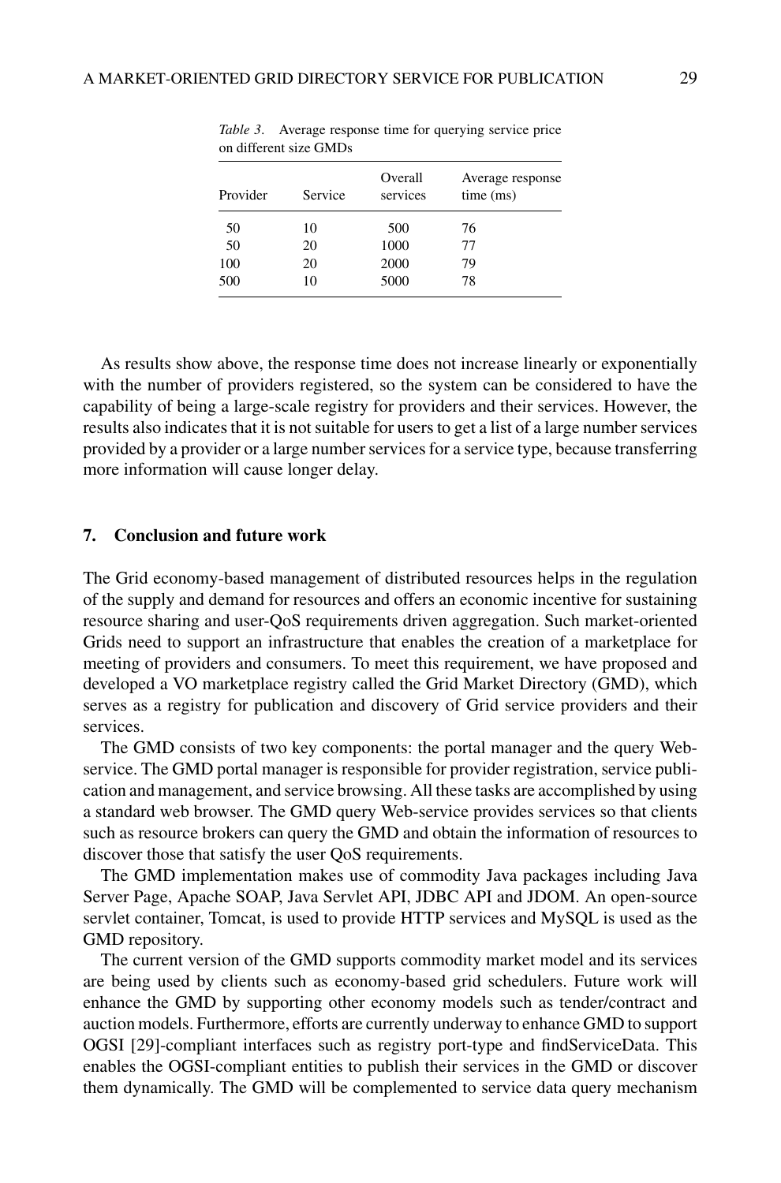*Table 3*. Average response time for querying service price on different size GMDs

| Provider | Service | Overall services | Average response time (ms) |
|---|---|---|---|
| 50 | 10 | 500 | 76 |
| 50 | 20 | 1000 | 77 |
| 100 | 20 | 2000 | 79 |
| 500 | 10 | 5000 | 78 |

As results show above, the response time does not increase linearly or exponentially with the number of providers registered, so the system can be considered to have the capability of being a large-scale registry for providers and their services. However, the results also indicates that it is not suitable for users to get a list of a large number services provided by a provider or a large number services for a service type, because transferring more information will cause longer delay.

## 7. Conclusion and future work

The Grid economy-based management of distributed resources helps in the regulation of the supply and demand for resources and offers an economic incentive for sustaining resource sharing and user-QoS requirements driven aggregation. Such market-oriented Grids need to support an infrastructure that enables the creation of a marketplace for meeting of providers and consumers. To meet this requirement, we have proposed and developed a VO marketplace registry called the Grid Market Directory (GMD), which serves as a registry for publication and discovery of Grid service providers and their services.

The GMD consists of two key components: the portal manager and the query Web-service. The GMD portal manager is responsible for provider registration, service publication and management, and service browsing. All these tasks are accomplished by using a standard web browser. The GMD query Web-service provides services so that clients such as resource brokers can query the GMD and obtain the information of resources to discover those that satisfy the user QoS requirements.

The GMD implementation makes use of commodity Java packages including Java Server Page, Apache SOAP, Java Servlet API, JDBC API and JDOM. An open-source servlet container, Tomcat, is used to provide HTTP services and MySQL is used as the GMD repository.

The current version of the GMD supports commodity market model and its services are being used by clients such as economy-based grid schedulers. Future work will enhance the GMD by supporting other economy models such as tender/contract and auction models. Furthermore, efforts are currently underway to enhance GMD to support OGSI [29]-compliant interfaces such as registry port-type and findServiceData. This enables the OGSI-compliant entities to publish their services in the GMD or discover them dynamically. The GMD will be complemented to service data query mechanism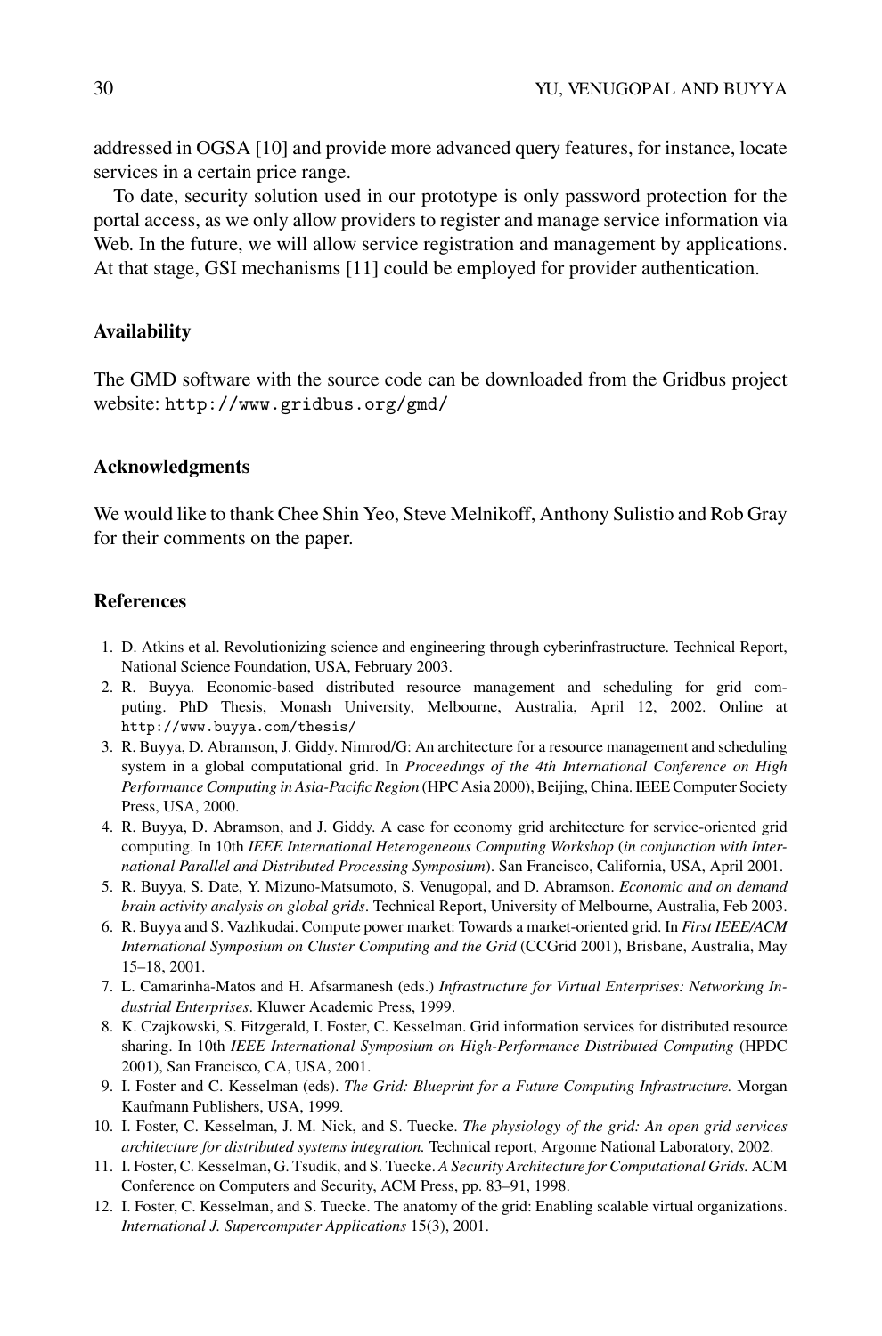addressed in OGSA [10] and provide more advanced query features, for instance, locate services in a certain price range.

To date, security solution used in our prototype is only password protection for the portal access, as we only allow providers to register and manage service information via Web. In the future, we will allow service registration and management by applications. At that stage, GSI mechanisms [11] could be employed for provider authentication.

## Availability

The GMD software with the source code can be downloaded from the Gridbus project website: `http://www.gridbus.org/gmd/`

## Acknowledgments

We would like to thank Chee Shin Yeo, Steve Melnikoff, Anthony Sulistio and Rob Gray for their comments on the paper.

## References

1. D. Atkins et al. Revolutionizing science and engineering through cyberinfrastructure. Technical Report, National Science Foundation, USA, February 2003.
2. R. Buyya. Economic-based distributed resource management and scheduling for grid computing. PhD Thesis, Monash University, Melbourne, Australia, April 12, 2002. Online at `http://www.buyya.com/thesis/`
3. R. Buyya, D. Abramson, J. Giddy. Nimrod/G: An architecture for a resource management and scheduling system in a global computational grid. In *Proceedings of the 4th International Conference on High Performance Computing in Asia-Pacific Region* (HPC Asia 2000), Beijing, China. IEEE Computer Society Press, USA, 2000.
4. R. Buyya, D. Abramson, and J. Giddy. A case for economy grid architecture for service-oriented grid computing. In 10th *IEEE International Heterogeneous Computing Workshop* (*in conjunction with International Parallel and Distributed Processing Symposium*). San Francisco, California, USA, April 2001.
5. R. Buyya, S. Date, Y. Mizuno-Matsumoto, S. Venugopal, and D. Abramson. *Economic and on demand brain activity analysis on global grids*. Technical Report, University of Melbourne, Australia, Feb 2003.
6. R. Buyya and S. Vazhkudai. Compute power market: Towards a market-oriented grid. In *First IEEE/ACM International Symposium on Cluster Computing and the Grid* (CCGrid 2001), Brisbane, Australia, May 15–18, 2001.
7. L. Camarinha-Matos and H. Afsarmanesh (eds.) *Infrastructure for Virtual Enterprises: Networking Industrial Enterprises*. Kluwer Academic Press, 1999.
8. K. Czajkowski, S. Fitzgerald, I. Foster, C. Kesselman. Grid information services for distributed resource sharing. In 10th *IEEE International Symposium on High-Performance Distributed Computing* (HPDC 2001), San Francisco, CA, USA, 2001.
9. I. Foster and C. Kesselman (eds). *The Grid: Blueprint for a Future Computing Infrastructure.* Morgan Kaufmann Publishers, USA, 1999.
10. I. Foster, C. Kesselman, J. M. Nick, and S. Tuecke. *The physiology of the grid: An open grid services architecture for distributed systems integration.* Technical report, Argonne National Laboratory, 2002.
11. I. Foster, C. Kesselman, G. Tsudik, and S. Tuecke. *A Security Architecture for Computational Grids.* ACM Conference on Computers and Security, ACM Press, pp. 83–91, 1998.
12. I. Foster, C. Kesselman, and S. Tuecke. The anatomy of the grid: Enabling scalable virtual organizations. *International J. Supercomputer Applications* 15(3), 2001.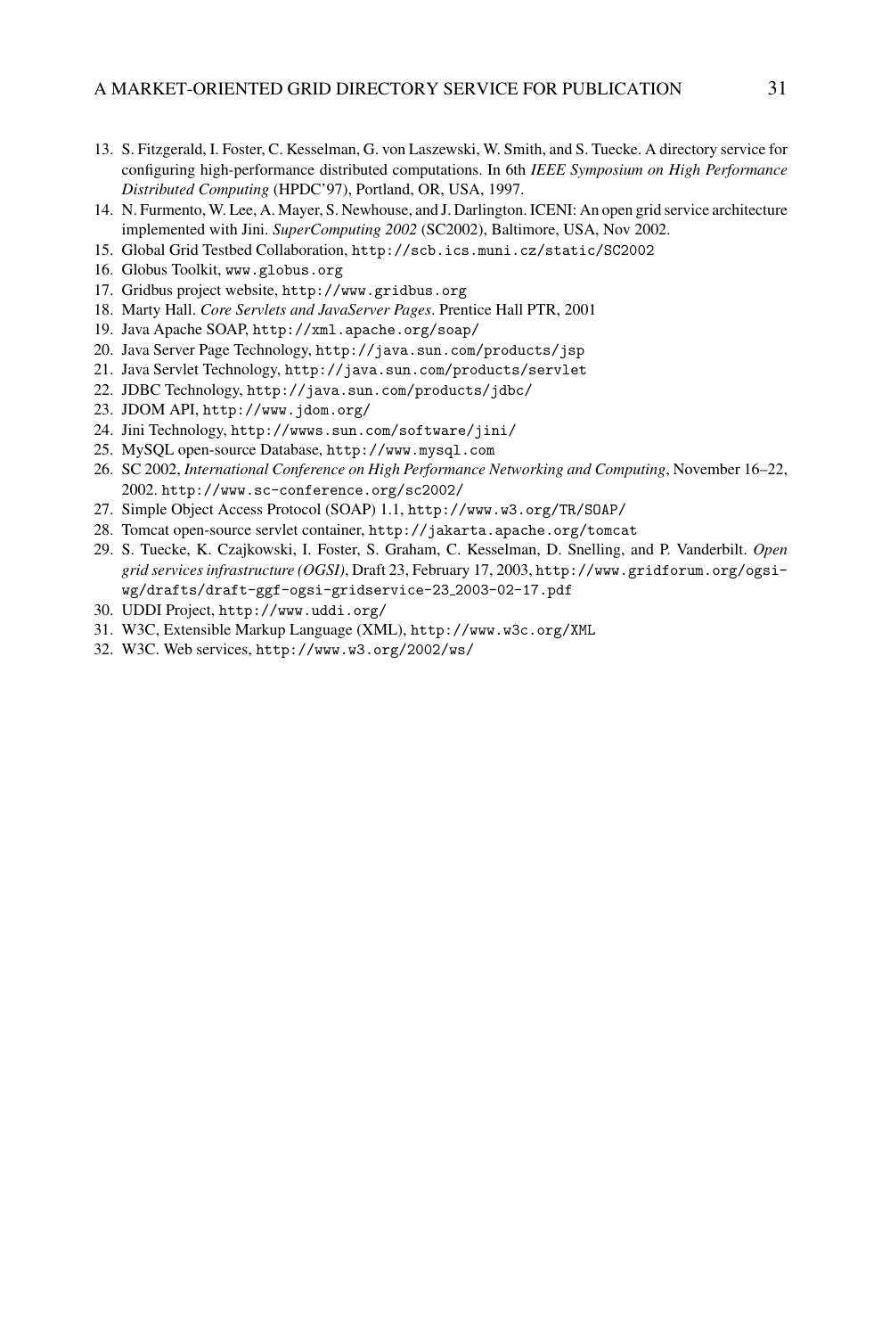13. S. Fitzgerald, I. Foster, C. Kesselman, G. von Laszewski, W. Smith, and S. Tuecke. A directory service for configuring high-performance distributed computations. In 6th *IEEE Symposium on High Performance Distributed Computing* (HPDC'97), Portland, OR, USA, 1997.
14. N. Furmento, W. Lee, A. Mayer, S. Newhouse, and J. Darlington. ICENI: An open grid service architecture implemented with Jini. *SuperComputing 2002* (SC2002), Baltimore, USA, Nov 2002.
15. Global Grid Testbed Collaboration, `http://scb.ics.muni.cz/static/SC2002`
16. Globus Toolkit, `www.globus.org`
17. Gridbus project website, `http://www.gridbus.org`
18. Marty Hall. *Core Servlets and JavaServer Pages*. Prentice Hall PTR, 2001
19. Java Apache SOAP, `http://xml.apache.org/soap/`
20. Java Server Page Technology, `http://java.sun.com/products/jsp`
21. Java Servlet Technology, `http://java.sun.com/products/servlet`
22. JDBC Technology, `http://java.sun.com/products/jdbc/`
23. JDOM API, `http://www.jdom.org/`
24. Jini Technology, `http://wwws.sun.com/software/jini/`
25. MySQL open-source Database, `http://www.mysql.com`
26. SC 2002, *International Conference on High Performance Networking and Computing*, November 16–22, 2002. `http://www.sc-conference.org/sc2002/`
27. Simple Object Access Protocol (SOAP) 1.1, `http://www.w3.org/TR/SOAP/`
28. Tomcat open-source servlet container, `http://jakarta.apache.org/tomcat`
29. S. Tuecke, K. Czajkowski, I. Foster, S. Graham, C. Kesselman, D. Snelling, and P. Vanderbilt. *Open grid services infrastructure (OGSI)*, Draft 23, February 17, 2003, `http://www.gridforum.org/ogsi-wg/drafts/draft-ggf-ogsi-gridservice-23_2003-02-17.pdf`
30. UDDI Project, `http://www.uddi.org/`
31. W3C, Extensible Markup Language (XML), `http://www.w3c.org/XML`
32. W3C. Web services, `http://www.w3.org/2002/ws/`